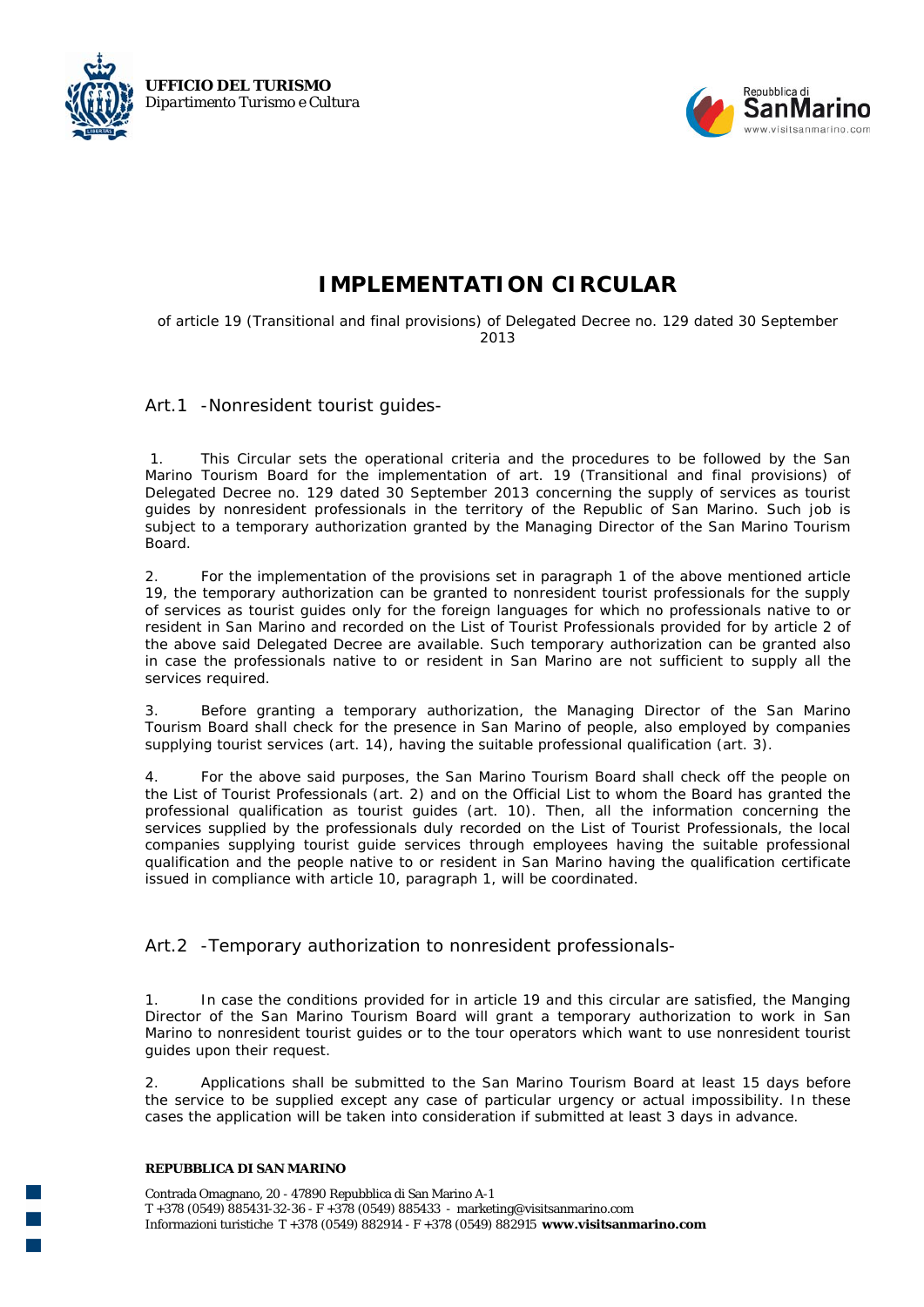**UFFICIO DEL TURISMO**
*Dipartimento Turismo e Cultura*

# IMPLEMENTATION CIRCULAR

of article 19 (Transitional and final provisions) of Delegated Decree no. 129 dated 30 September 2013

## Art.1 -Nonresident tourist guides-

1. This Circular sets the operational criteria and the procedures to be followed by the San Marino Tourism Board for the implementation of art. 19 (Transitional and final provisions) of Delegated Decree no. 129 dated 30 September 2013 concerning the supply of services as tourist guides by nonresident professionals in the territory of the Republic of San Marino. Such job is subject to a temporary authorization granted by the Managing Director of the San Marino Tourism Board.

2. For the implementation of the provisions set in paragraph 1 of the above mentioned article 19, the temporary authorization can be granted to nonresident tourist professionals for the supply of services as tourist guides only for the foreign languages for which no professionals native to or resident in San Marino and recorded on the List of Tourist Professionals provided for by article 2 of the above said Delegated Decree are available. Such temporary authorization can be granted also in case the professionals native to or resident in San Marino are not sufficient to supply all the services required.

3. Before granting a temporary authorization, the Managing Director of the San Marino Tourism Board shall check for the presence in San Marino of people, also employed by companies supplying tourist services (art. 14), having the suitable professional qualification (art. 3).

4. For the above said purposes, the San Marino Tourism Board shall check off the people on the List of Tourist Professionals (art. 2) and on the Official List to whom the Board has granted the professional qualification as tourist guides (art. 10). Then, all the information concerning the services supplied by the professionals duly recorded on the List of Tourist Professionals, the local companies supplying tourist guide services through employees having the suitable professional qualification and the people native to or resident in San Marino having the qualification certificate issued in compliance with article 10, paragraph 1, will be coordinated.

## Art.2 -Temporary authorization to nonresident professionals-

1. In case the conditions provided for in article 19 and this circular are satisfied, the Manging Director of the San Marino Tourism Board will grant a temporary authorization to work in San Marino to nonresident tourist guides or to the tour operators which want to use nonresident tourist guides upon their request.

2. Applications shall be submitted to the San Marino Tourism Board at least 15 days before the service to be supplied except any case of particular urgency or actual impossibility. In these cases the application will be taken into consideration if submitted at least 3 days in advance.

**REPUBBLICA DI SAN MARINO**

Contrada Omagnano, 20 - 47890 Repubblica di San Marino A-1
T +378 (0549) 885431-32-36 - F +378 (0549) 885433 - marketing@visitsanmarino.com
Informazioni turistiche T +378 (0549) 882914 - F +378 (0549) 882915 **www.visitsanmarino.com**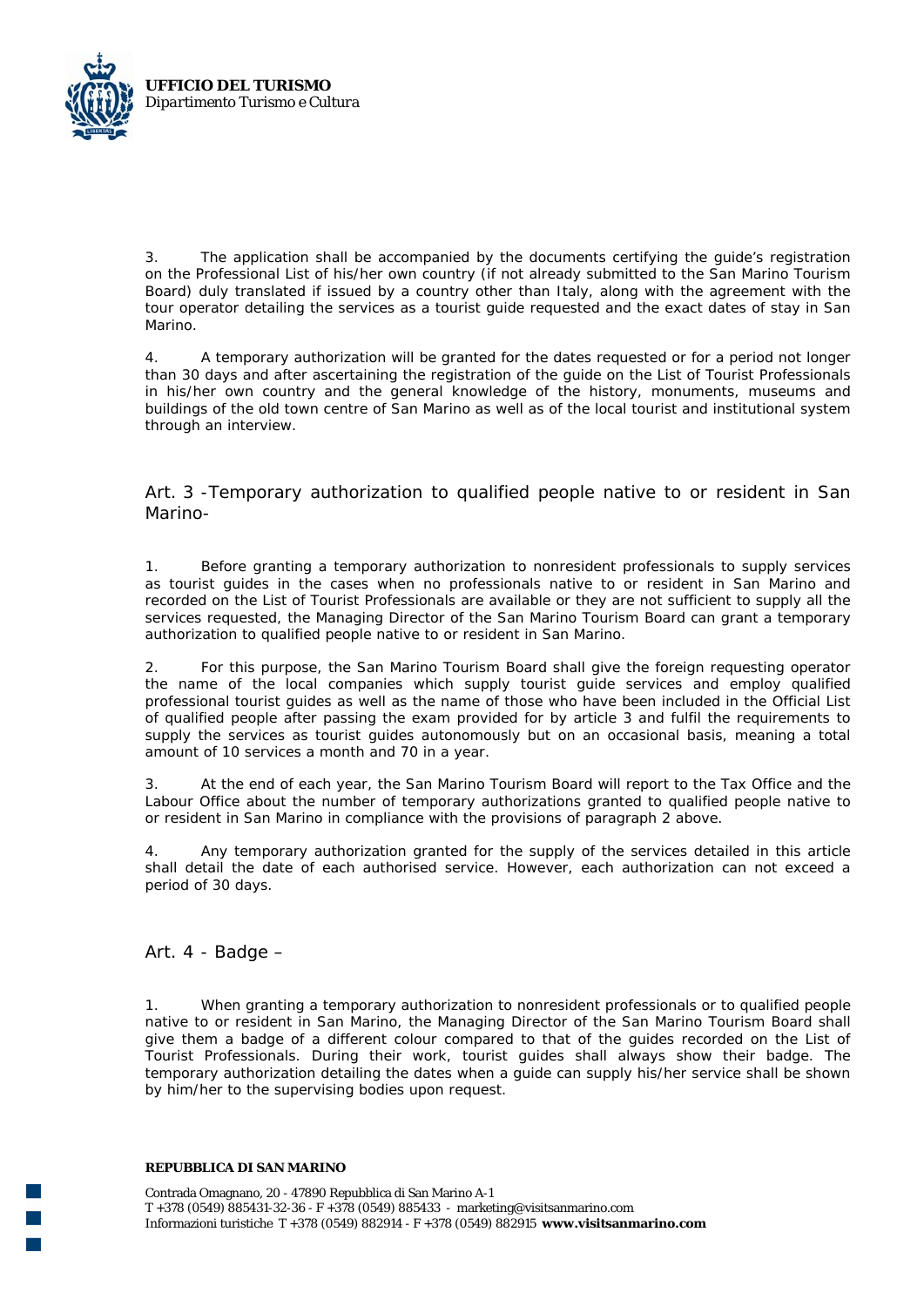3. The application shall be accompanied by the documents certifying the guide's registration on the Professional List of his/her own country (if not already submitted to the San Marino Tourism Board) duly translated if issued by a country other than Italy, along with the agreement with the tour operator detailing the services as a tourist guide requested and the exact dates of stay in San Marino.

4. A temporary authorization will be granted for the dates requested or for a period not longer than 30 days and after ascertaining the registration of the guide on the List of Tourist Professionals in his/her own country and the general knowledge of the history, monuments, museums and buildings of the old town centre of San Marino as well as of the local tourist and institutional system through an interview.

## Art. 3 -Temporary authorization to qualified people native to or resident in San Marino-

1. Before granting a temporary authorization to nonresident professionals to supply services as tourist guides in the cases when no professionals native to or resident in San Marino and recorded on the List of Tourist Professionals are available or they are not sufficient to supply all the services requested, the Managing Director of the San Marino Tourism Board can grant a temporary authorization to qualified people native to or resident in San Marino.

2. For this purpose, the San Marino Tourism Board shall give the foreign requesting operator the name of the local companies which supply tourist guide services and employ qualified professional tourist guides as well as the name of those who have been included in the Official List of qualified people after passing the exam provided for by article 3 and fulfil the requirements to supply the services as tourist guides autonomously but on an occasional basis, meaning a total amount of 10 services a month and 70 in a year.

3. At the end of each year, the San Marino Tourism Board will report to the Tax Office and the Labour Office about the number of temporary authorizations granted to qualified people native to or resident in San Marino in compliance with the provisions of paragraph 2 above.

4. Any temporary authorization granted for the supply of the services detailed in this article shall detail the date of each authorised service. However, each authorization can not exceed a period of 30 days.

## Art. 4 - Badge –

1. When granting a temporary authorization to nonresident professionals or to qualified people native to or resident in San Marino, the Managing Director of the San Marino Tourism Board shall give them a badge of a different colour compared to that of the guides recorded on the List of Tourist Professionals. During their work, tourist guides shall always show their badge. The temporary authorization detailing the dates when a guide can supply his/her service shall be shown by him/her to the supervising bodies upon request.